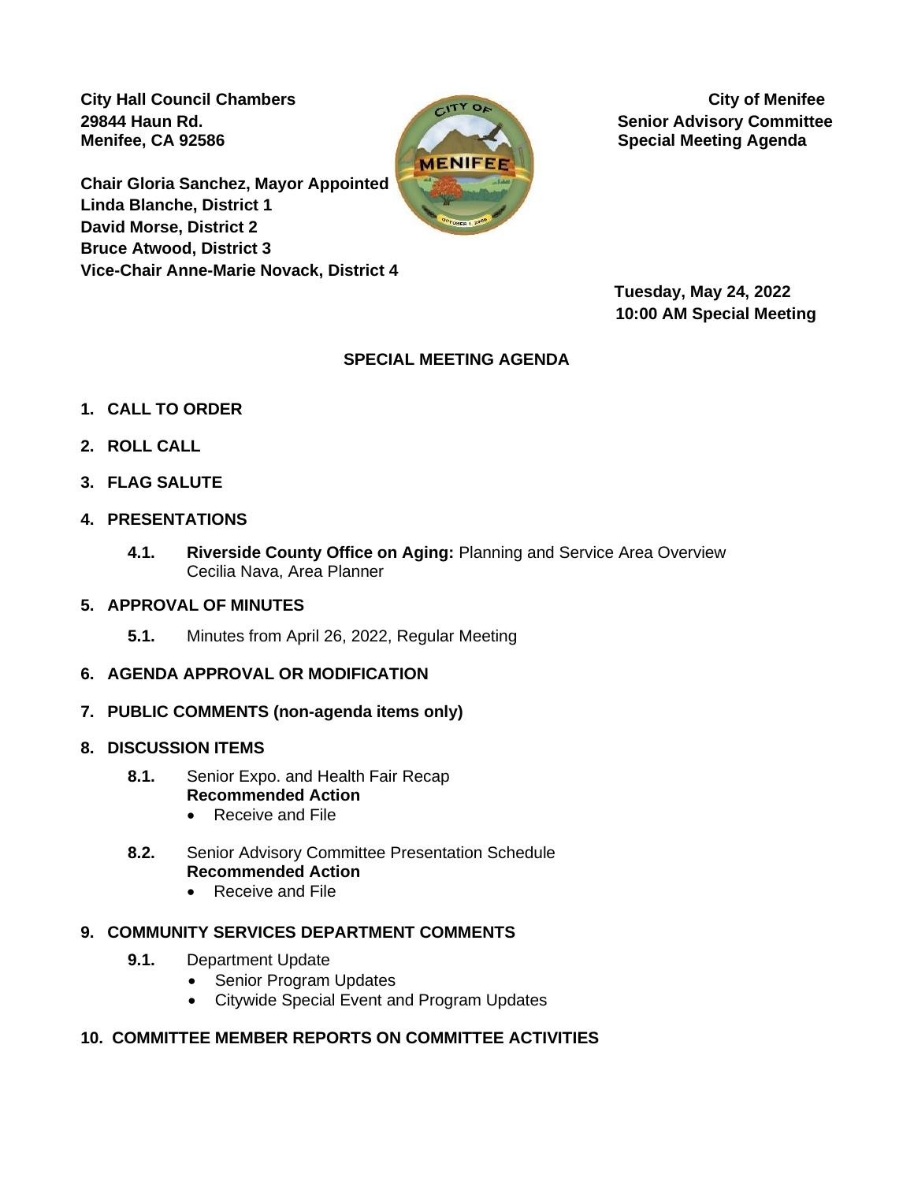**City Hall Council Chambers**
**29844 Haun Rd.**
**Menifee, CA 92586**

**City of Menifee**
**Senior Advisory Committee**
**Special Meeting Agenda**

**Chair Gloria Sanchez, Mayor Appointed**
**Linda Blanche, District 1**
**David Morse, District 2**
**Bruce Atwood, District 3**
**Vice-Chair Anne-Marie Novack, District 4**

**Tuesday, May 24, 2022**
**10:00 AM Special Meeting**

## SPECIAL MEETING AGENDA

### 1. CALL TO ORDER

### 2. ROLL CALL

### 3. FLAG SALUTE

### 4. PRESENTATIONS

**4.1.** **Riverside County Office on Aging:** Planning and Service Area Overview
Cecilia Nava, Area Planner

### 5. APPROVAL OF MINUTES

**5.1.** Minutes from April 26, 2022, Regular Meeting

### 6. AGENDA APPROVAL OR MODIFICATION

### 7. PUBLIC COMMENTS (non-agenda items only)

### 8. DISCUSSION ITEMS

**8.1.** Senior Expo. and Health Fair Recap
**Recommended Action**
- Receive and File

**8.2.** Senior Advisory Committee Presentation Schedule
**Recommended Action**
- Receive and File

### 9. COMMUNITY SERVICES DEPARTMENT COMMENTS

**9.1.** Department Update
- Senior Program Updates
- Citywide Special Event and Program Updates

### 10. COMMITTEE MEMBER REPORTS ON COMMITTEE ACTIVITIES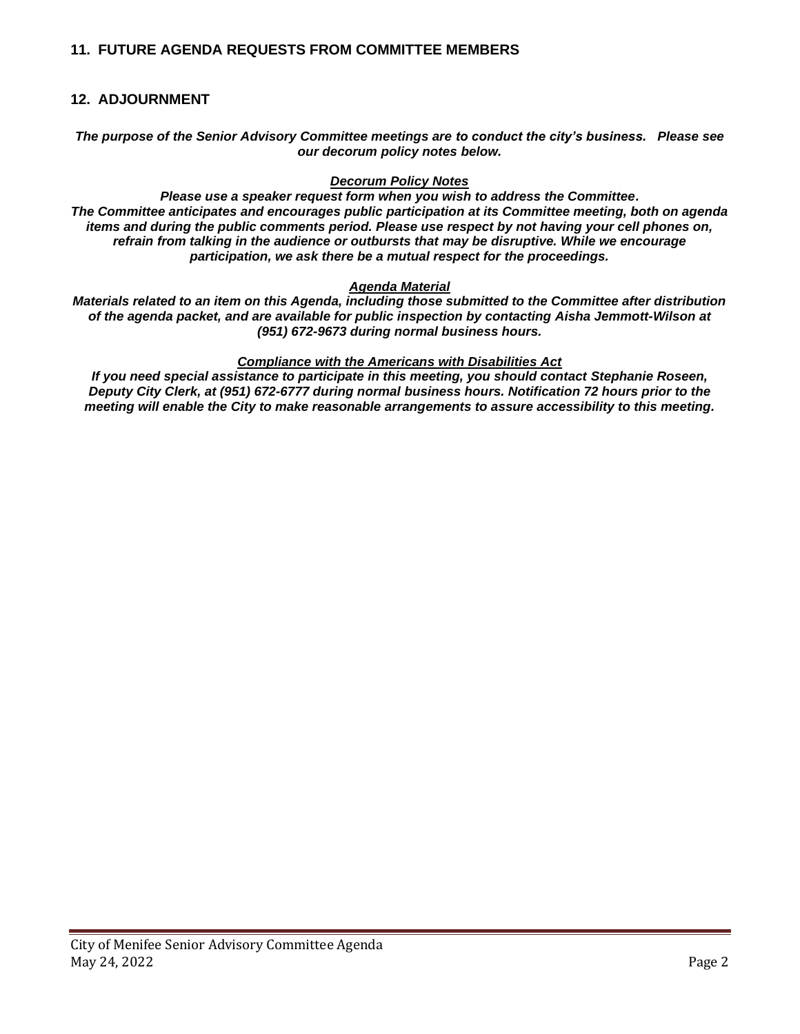## 11. FUTURE AGENDA REQUESTS FROM COMMITTEE MEMBERS

## 12. ADJOURNMENT

***The purpose of the Senior Advisory Committee meetings are to conduct the city's business. Please see our decorum policy notes below.***

***Decorum Policy Notes***

***Please use a speaker request form when you wish to address the Committee.***
***The Committee anticipates and encourages public participation at its Committee meeting, both on agenda items and during the public comments period. Please use respect by not having your cell phones on, refrain from talking in the audience or outbursts that may be disruptive. While we encourage participation, we ask there be a mutual respect for the proceedings.***

***Agenda Material***

***Materials related to an item on this Agenda, including those submitted to the Committee after distribution of the agenda packet, and are available for public inspection by contacting Aisha Jemmott-Wilson at (951) 672-9673 during normal business hours.***

***Compliance with the Americans with Disabilities Act***

***If you need special assistance to participate in this meeting, you should contact Stephanie Roseen, Deputy City Clerk, at (951) 672-6777 during normal business hours. Notification 72 hours prior to the meeting will enable the City to make reasonable arrangements to assure accessibility to this meeting.***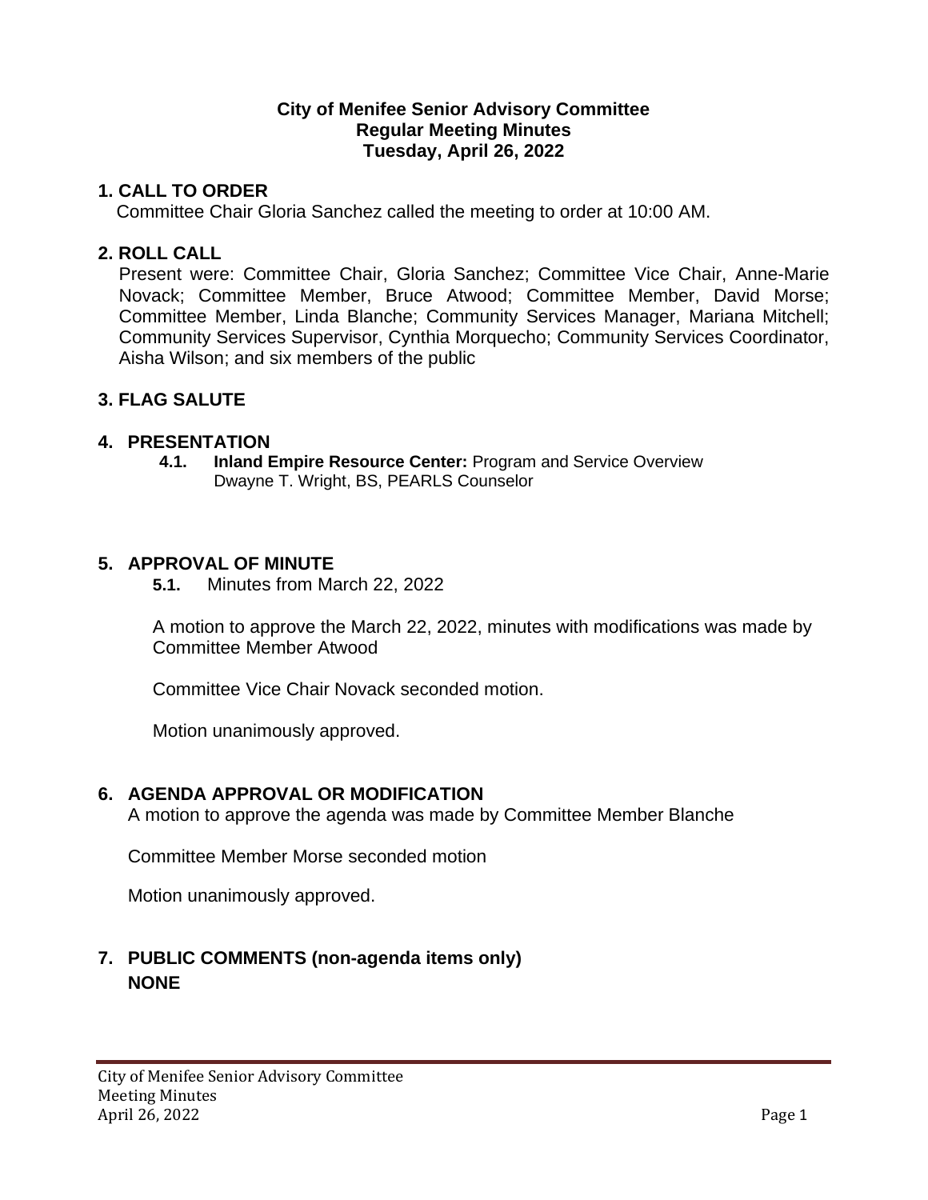**City of Menifee Senior Advisory Committee**
**Regular Meeting Minutes**
**Tuesday, April 26, 2022**

## 1. CALL TO ORDER

Committee Chair Gloria Sanchez called the meeting to order at 10:00 AM.

## 2. ROLL CALL

Present were: Committee Chair, Gloria Sanchez; Committee Vice Chair, Anne-Marie Novack; Committee Member, Bruce Atwood; Committee Member, David Morse; Committee Member, Linda Blanche; Community Services Manager, Mariana Mitchell; Community Services Supervisor, Cynthia Morquecho; Community Services Coordinator, Aisha Wilson; and six members of the public

## 3. FLAG SALUTE

## 4. PRESENTATION

**4.1. Inland Empire Resource Center:** Program and Service Overview
Dwayne T. Wright, BS, PEARLS Counselor

## 5. APPROVAL OF MINUTE

**5.1.** Minutes from March 22, 2022

A motion to approve the March 22, 2022, minutes with modifications was made by Committee Member Atwood

Committee Vice Chair Novack seconded motion.

Motion unanimously approved.

## 6. AGENDA APPROVAL OR MODIFICATION

A motion to approve the agenda was made by Committee Member Blanche

Committee Member Morse seconded motion

Motion unanimously approved.

## 7. PUBLIC COMMENTS (non-agenda items only)

**NONE**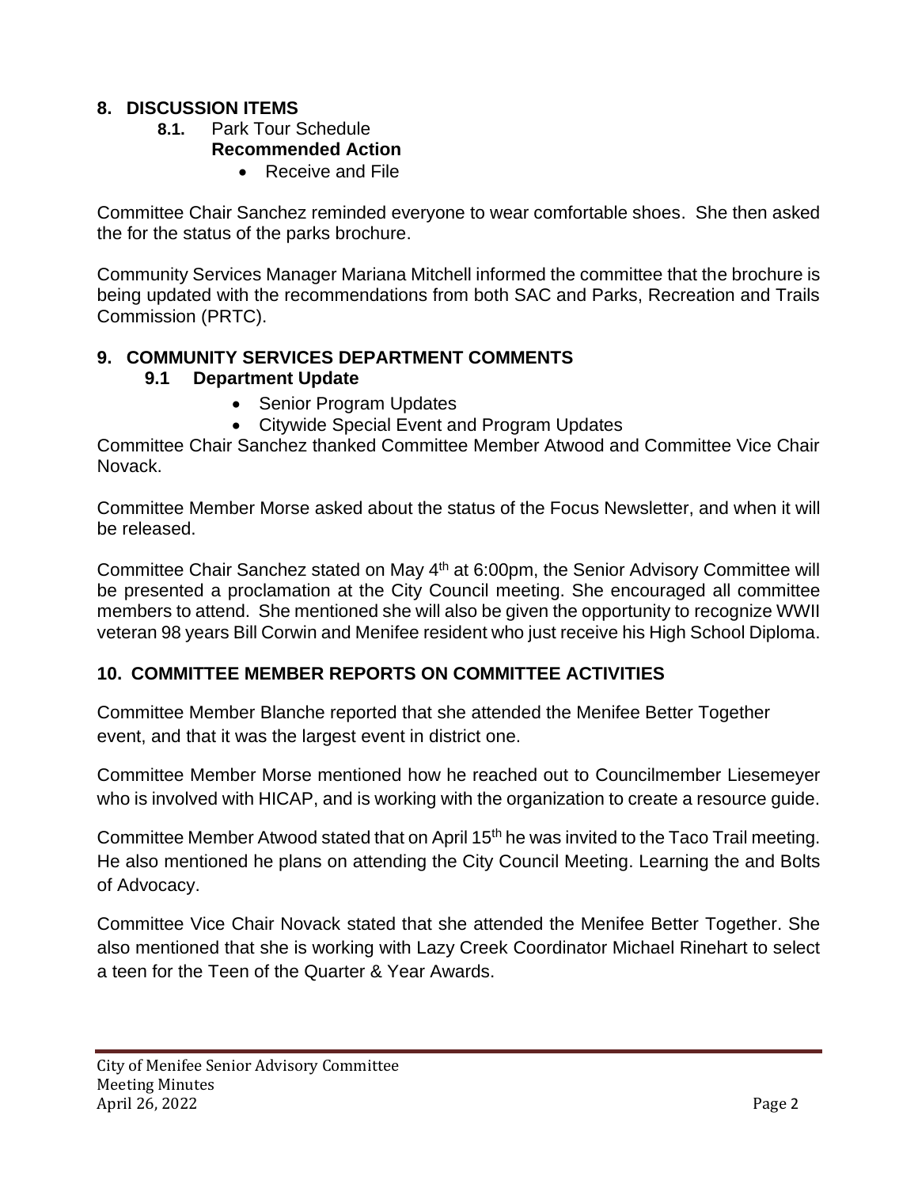## 8. DISCUSSION ITEMS

**8.1.** Park Tour Schedule

**Recommended Action**

- Receive and File

Committee Chair Sanchez reminded everyone to wear comfortable shoes. She then asked the for the status of the parks brochure.

Community Services Manager Mariana Mitchell informed the committee that the brochure is being updated with the recommendations from both SAC and Parks, Recreation and Trails Commission (PRTC).

## 9. COMMUNITY SERVICES DEPARTMENT COMMENTS

### 9.1 Department Update

- Senior Program Updates
- Citywide Special Event and Program Updates

Committee Chair Sanchez thanked Committee Member Atwood and Committee Vice Chair Novack.

Committee Member Morse asked about the status of the Focus Newsletter, and when it will be released.

Committee Chair Sanchez stated on May 4th at 6:00pm, the Senior Advisory Committee will be presented a proclamation at the City Council meeting. She encouraged all committee members to attend. She mentioned she will also be given the opportunity to recognize WWII veteran 98 years Bill Corwin and Menifee resident who just receive his High School Diploma.

## 10. COMMITTEE MEMBER REPORTS ON COMMITTEE ACTIVITIES

Committee Member Blanche reported that she attended the Menifee Better Together event, and that it was the largest event in district one.

Committee Member Morse mentioned how he reached out to Councilmember Liesemeyer who is involved with HICAP, and is working with the organization to create a resource guide.

Committee Member Atwood stated that on April 15th he was invited to the Taco Trail meeting. He also mentioned he plans on attending the City Council Meeting. Learning the and Bolts of Advocacy.

Committee Vice Chair Novack stated that she attended the Menifee Better Together. She also mentioned that she is working with Lazy Creek Coordinator Michael Rinehart to select a teen for the Teen of the Quarter & Year Awards.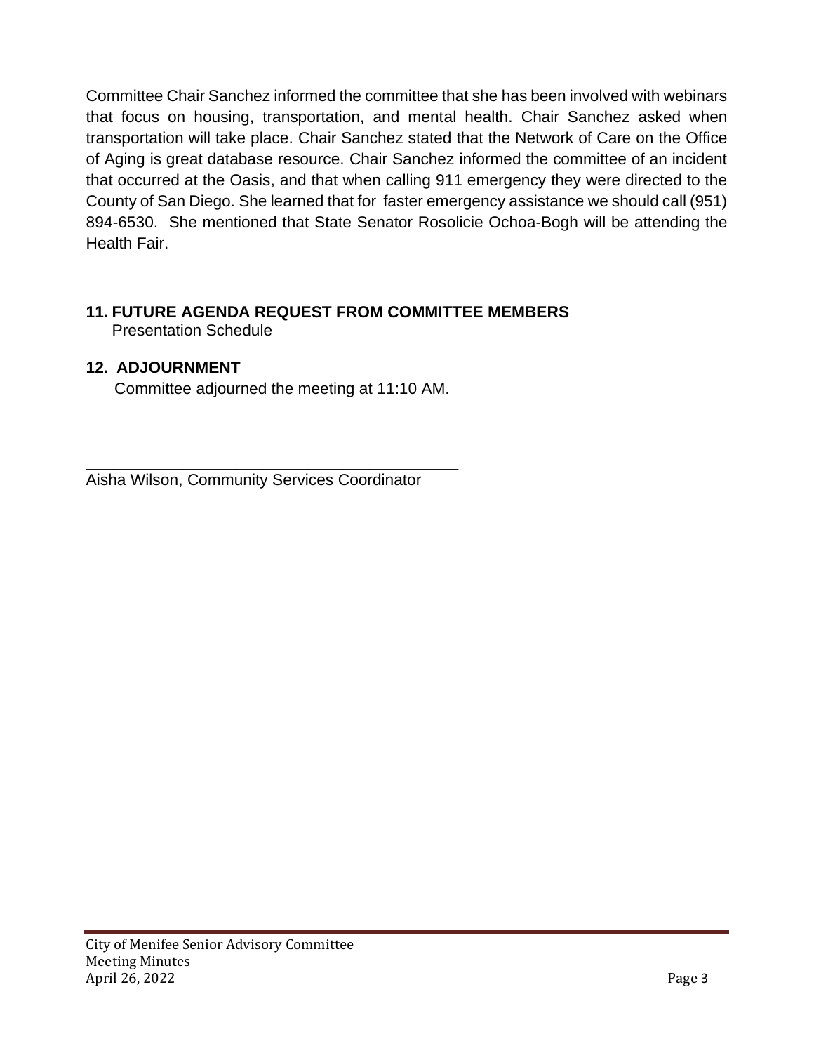Committee Chair Sanchez informed the committee that she has been involved with webinars that focus on housing, transportation, and mental health. Chair Sanchez asked when transportation will take place. Chair Sanchez stated that the Network of Care on the Office of Aging is great database resource. Chair Sanchez informed the committee of an incident that occurred at the Oasis, and that when calling 911 emergency they were directed to the County of San Diego. She learned that for faster emergency assistance we should call (951) 894-6530. She mentioned that State Senator Rosolicie Ochoa-Bogh will be attending the Health Fair.

**11. FUTURE AGENDA REQUEST FROM COMMITTEE MEMBERS**

Presentation Schedule

**12. ADJOURNMENT**

Committee adjourned the meeting at 11:10 AM.

\_\_\_\_\_\_\_\_\_\_\_\_\_\_\_\_\_\_\_\_\_\_\_\_\_\_\_\_\_\_\_\_\_\_\_\_\_\_\_\_\_\_

Aisha Wilson, Community Services Coordinator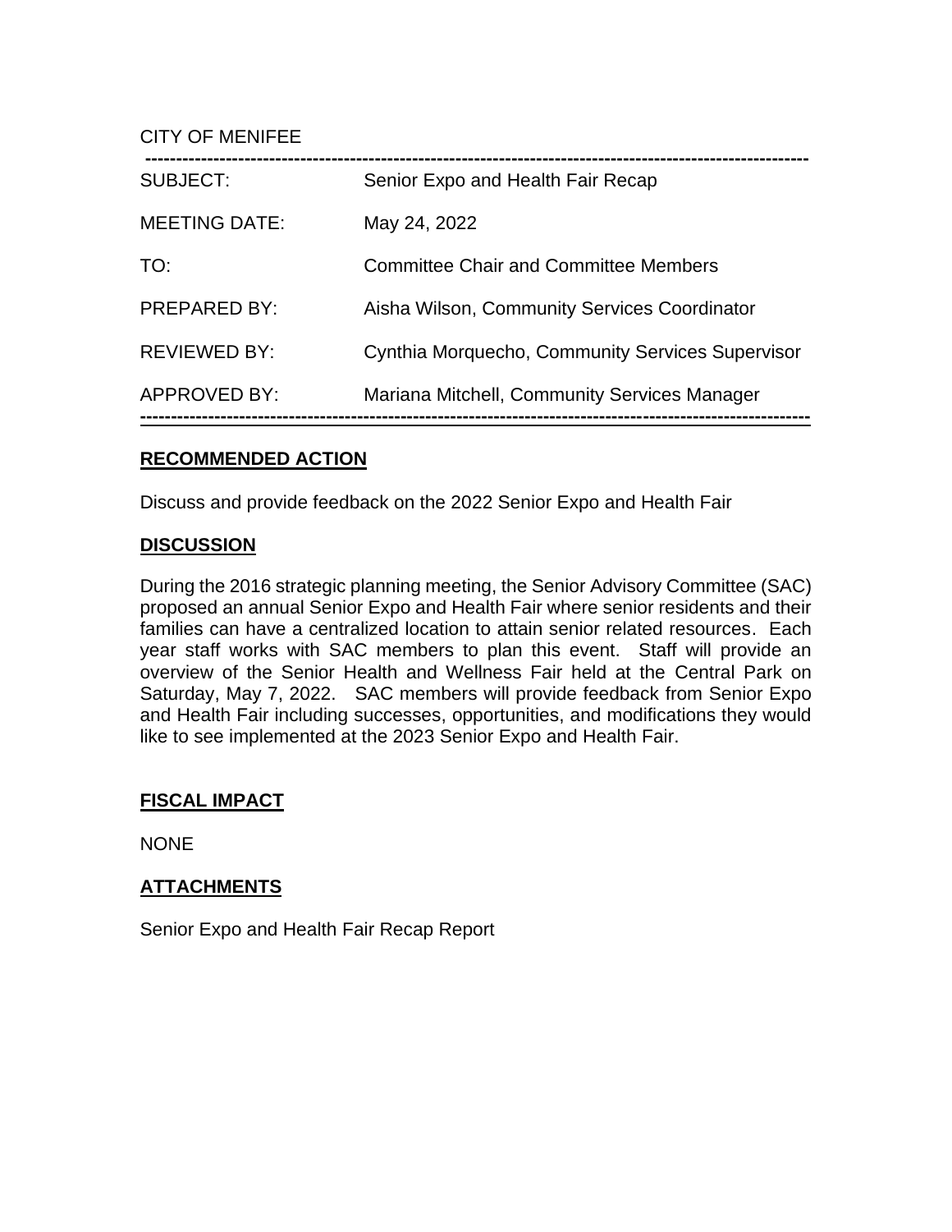CITY OF MENIFEE

| | |
|---|---|
| SUBJECT: | Senior Expo and Health Fair Recap |
| MEETING DATE: | May 24, 2022 |
| TO: | Committee Chair and Committee Members |
| PREPARED BY: | Aisha Wilson, Community Services Coordinator |
| REVIEWED BY: | Cynthia Morquecho, Community Services Supervisor |
| APPROVED BY: | Mariana Mitchell, Community Services Manager |

## RECOMMENDED ACTION

Discuss and provide feedback on the 2022 Senior Expo and Health Fair

## DISCUSSION

During the 2016 strategic planning meeting, the Senior Advisory Committee (SAC) proposed an annual Senior Expo and Health Fair where senior residents and their families can have a centralized location to attain senior related resources. Each year staff works with SAC members to plan this event. Staff will provide an overview of the Senior Health and Wellness Fair held at the Central Park on Saturday, May 7, 2022. SAC members will provide feedback from Senior Expo and Health Fair including successes, opportunities, and modifications they would like to see implemented at the 2023 Senior Expo and Health Fair.

## FISCAL IMPACT

NONE

## ATTACHMENTS

Senior Expo and Health Fair Recap Report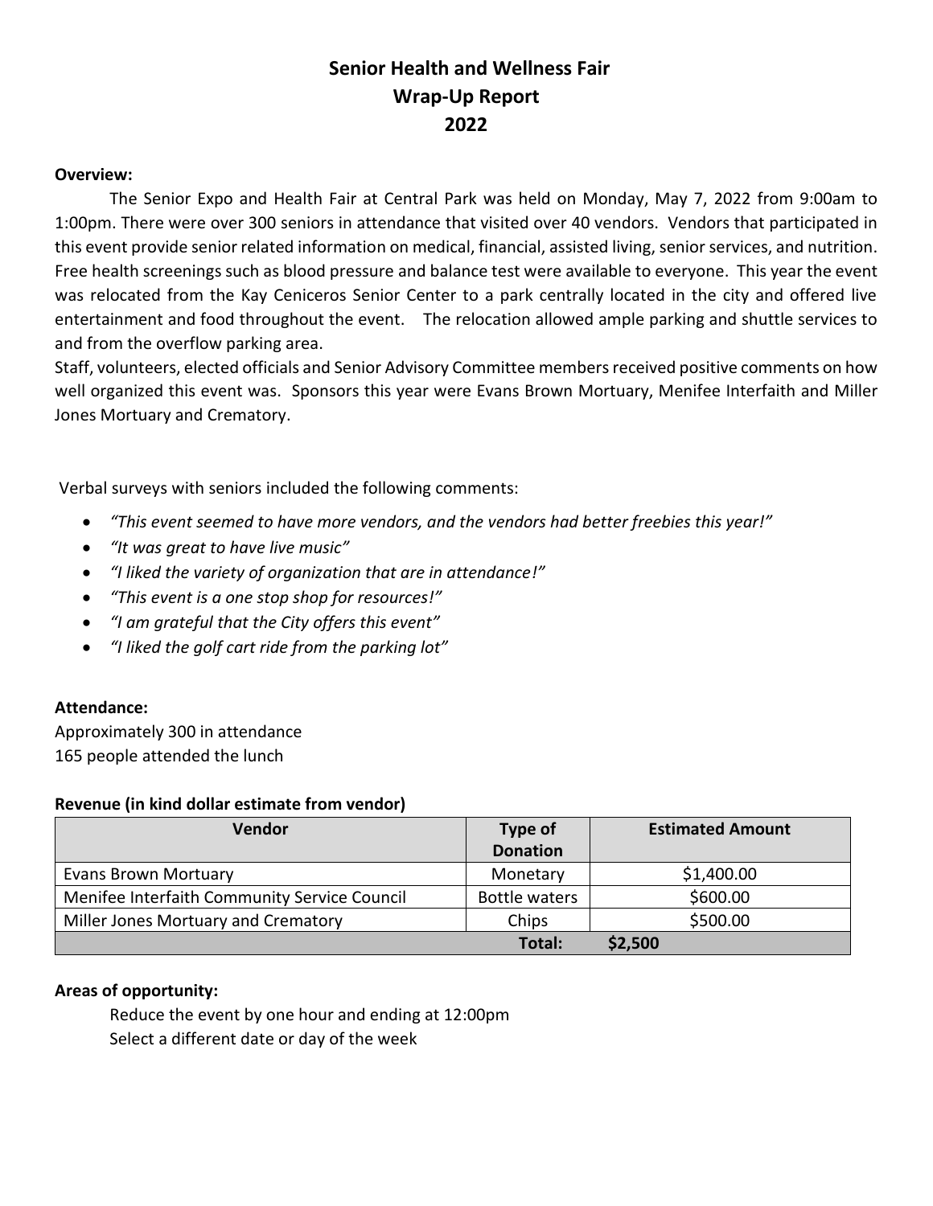# Senior Health and Wellness Fair
# Wrap-Up Report
# 2022

**Overview:**

The Senior Expo and Health Fair at Central Park was held on Monday, May 7, 2022 from 9:00am to 1:00pm. There were over 300 seniors in attendance that visited over 40 vendors. Vendors that participated in this event provide senior related information on medical, financial, assisted living, senior services, and nutrition. Free health screenings such as blood pressure and balance test were available to everyone. This year the event was relocated from the Kay Ceniceros Senior Center to a park centrally located in the city and offered live entertainment and food throughout the event. The relocation allowed ample parking and shuttle services to and from the overflow parking area.

Staff, volunteers, elected officials and Senior Advisory Committee members received positive comments on how well organized this event was. Sponsors this year were Evans Brown Mortuary, Menifee Interfaith and Miller Jones Mortuary and Crematory.

Verbal surveys with seniors included the following comments:

- *"This event seemed to have more vendors, and the vendors had better freebies this year!"*
- *"It was great to have live music"*
- *"I liked the variety of organization that are in attendance!"*
- *"This event is a one stop shop for resources!"*
- *"I am grateful that the City offers this event"*
- *"I liked the golf cart ride from the parking lot"*

**Attendance:**

Approximately 300 in attendance
165 people attended the lunch

**Revenue (in kind dollar estimate from vendor)**

| Vendor | Type of Donation | Estimated Amount |
|---|---|---|
| Evans Brown Mortuary | Monetary | $1,400.00 |
| Menifee Interfaith Community Service Council | Bottle waters | $600.00 |
| Miller Jones Mortuary and Crematory | Chips | $500.00 |
| | **Total:** | **$2,500** |

**Areas of opportunity:**

Reduce the event by one hour and ending at 12:00pm
Select a different date or day of the week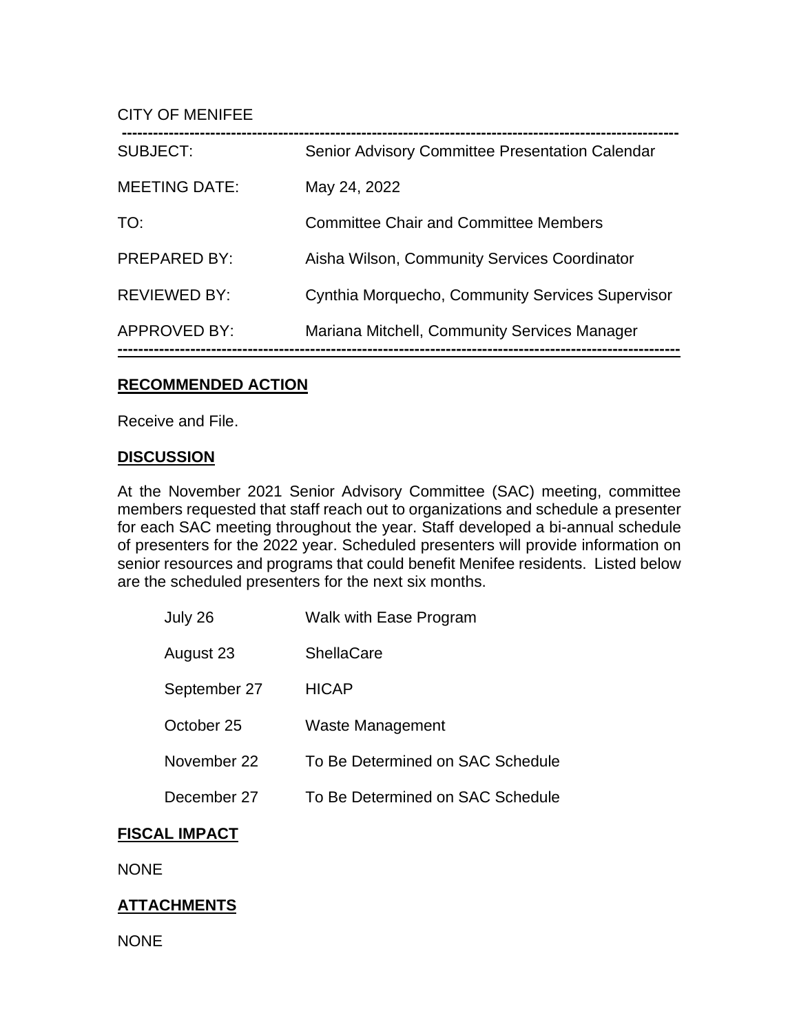CITY OF MENIFEE

| | |
|---|---|
| SUBJECT: | Senior Advisory Committee Presentation Calendar |
| MEETING DATE: | May 24, 2022 |
| TO: | Committee Chair and Committee Members |
| PREPARED BY: | Aisha Wilson, Community Services Coordinator |
| REVIEWED BY: | Cynthia Morquecho, Community Services Supervisor |
| APPROVED BY: | Mariana Mitchell, Community Services Manager |

## RECOMMENDED ACTION

Receive and File.

## DISCUSSION

At the November 2021 Senior Advisory Committee (SAC) meeting, committee members requested that staff reach out to organizations and schedule a presenter for each SAC meeting throughout the year. Staff developed a bi-annual schedule of presenters for the 2022 year. Scheduled presenters will provide information on senior resources and programs that could benefit Menifee residents. Listed below are the scheduled presenters for the next six months.

| | |
|---|---|
| July 26 | Walk with Ease Program |
| August 23 | ShellaCare |
| September 27 | HICAP |
| October 25 | Waste Management |
| November 22 | To Be Determined on SAC Schedule |
| December 27 | To Be Determined on SAC Schedule |

## FISCAL IMPACT

NONE

## ATTACHMENTS

NONE